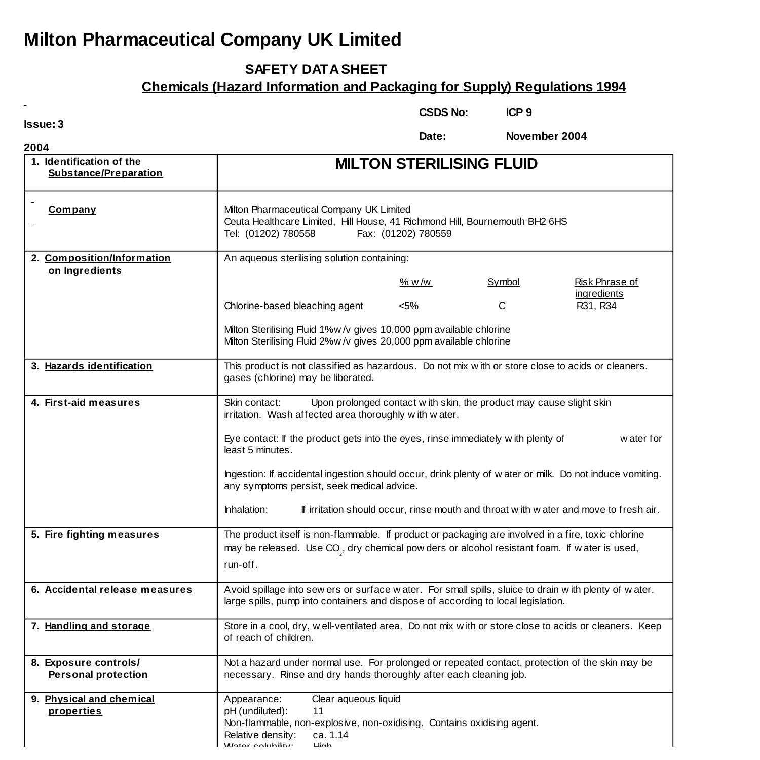# Milton Pharmaceutical Company UK Limited

**SAFETY DATA SHEET**

**Chemicals (Hazard Information and Packaging for Supply) Regulations 1994**

**Issue: 3**

**2004**

**CSDS No:** **ICP 9**

**Date:** **November 2004**

| | |
|---|---|
| 1. **Identification of the Substance/Preparation** | **MILTON STERILISING FLUID** |
| **Company** | Milton Pharmaceutical Company UK Limited<br>Ceuta Healthcare Limited, Hill House, 41 Richmond Hill, Bournemouth BH2 6HS<br>Tel: (01202) 780558 Fax: (01202) 780559 |
| 2. **Composition/Information on Ingredients** | An aqueous sterilising solution containing:<br><br>% w/w / Symbol / Risk Phrase of ingredients<br>Chlorine-based bleaching agent / <5% / C / R31, R34<br><br>Milton Sterilising Fluid 1%w/v gives 10,000 ppm available chlorine<br>Milton Sterilising Fluid 2%w/v gives 20,000 ppm available chlorine |
| 3. **Hazards identification** | This product is not classified as hazardous. Do not mix with or store close to acids or cleaners. gases (chlorine) may be liberated. |
| 4. **First-aid measures** | Skin contact: Upon prolonged contact with skin, the product may cause slight skin irritation. Wash affected area thoroughly with water.<br><br>Eye contact: If the product gets into the eyes, rinse immediately with plenty of water for least 5 minutes.<br><br>Ingestion: If accidental ingestion should occur, drink plenty of water or milk. Do not induce vomiting. any symptoms persist, seek medical advice.<br><br>Inhalation: If irritation should occur, rinse mouth and throat with water and move to fresh air. |
| 5. **Fire fighting measures** | The product itself is non-flammable. If product or packaging are involved in a fire, toxic chlorine may be released. Use $CO_2$, dry chemical powders or alcohol resistant foam. If water is used, run-off. |
| 6. **Accidental release measures** | Avoid spillage into sewers or surface water. For small spills, sluice to drain with plenty of water. large spills, pump into containers and dispose of according to local legislation. |
| 7. **Handling and storage** | Store in a cool, dry, well-ventilated area. Do not mix with or store close to acids or cleaners. Keep of reach of children. |
| 8. **Exposure controls/ Personal protection** | Not a hazard under normal use. For prolonged or repeated contact, protection of the skin may be necessary. Rinse and dry hands thoroughly after each cleaning job. |
| 9. **Physical and chemical properties** | Appearance: Clear aqueous liquid<br>pH (undiluted): 11<br>Non-flammable, non-explosive, non-oxidising. Contains oxidising agent.<br>Relative density: ca. 1.14<br>Water solubility: High |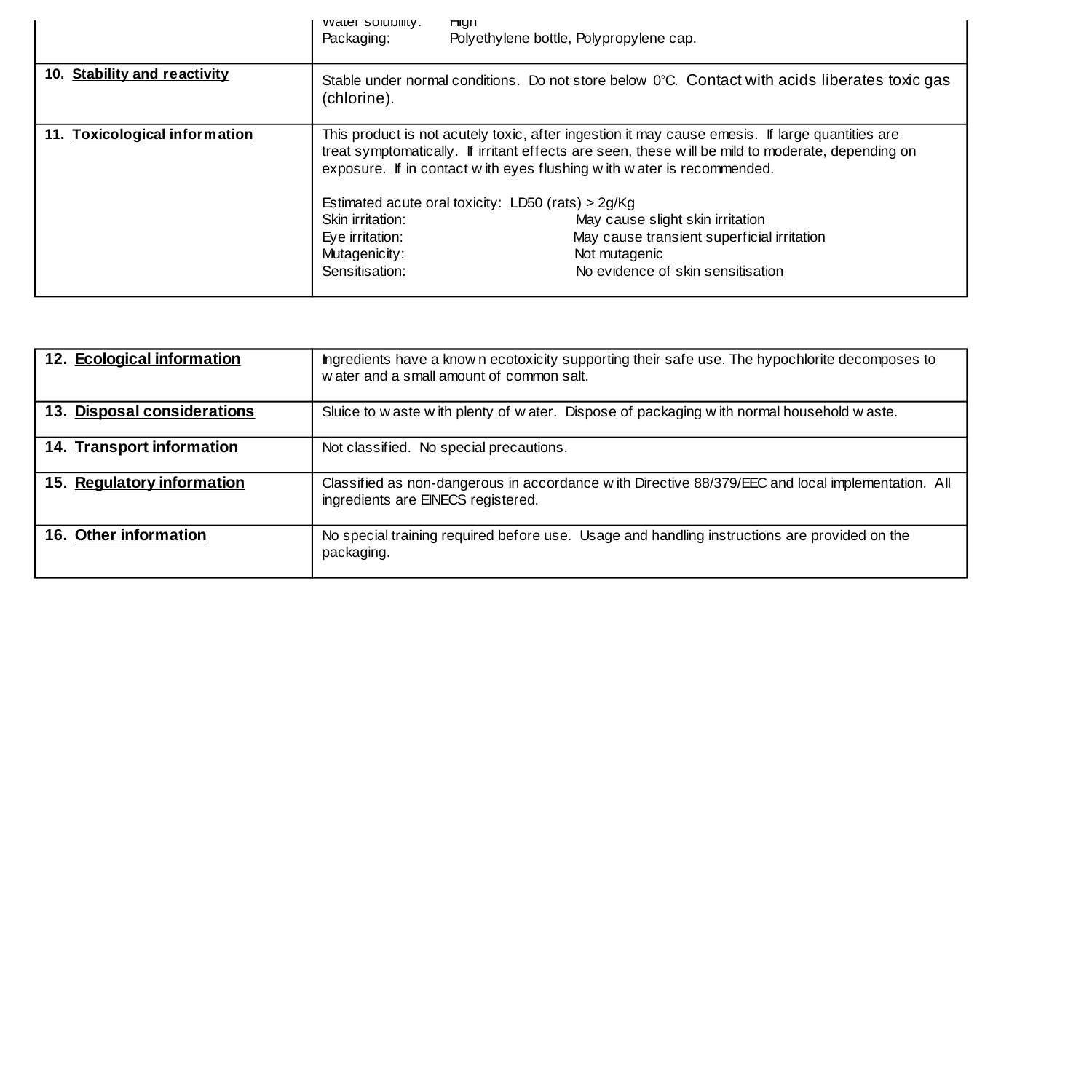| | |
|---|---|
| | Water solubility: High<br>Packaging: Polyethylene bottle, Polypropylene cap. |
| **10. Stability and reactivity** | Stable under normal conditions. Do not store below 0°C. Contact with acids liberates toxic gas (chlorine). |
| **11. Toxicological information** | This product is not acutely toxic, after ingestion it may cause emesis. If large quantities are treat symptomatically. If irritant effects are seen, these will be mild to moderate, depending on exposure. If in contact with eyes flushing with water is recommended.<br><br>Estimated acute oral toxicity: LD50 (rats) > 2g/Kg<br>Skin irritation: May cause slight skin irritation<br>Eye irritation: May cause transient superficial irritation<br>Mutagenicity: Not mutagenic<br>Sensitisation: No evidence of skin sensitisation |

| | |
|---|---|
| **12. Ecological information** | Ingredients have a known ecotoxicity supporting their safe use. The hypochlorite decomposes to water and a small amount of common salt. |
| **13. Disposal considerations** | Sluice to waste with plenty of water. Dispose of packaging with normal household waste. |
| **14. Transport information** | Not classified. No special precautions. |
| **15. Regulatory information** | Classified as non-dangerous in accordance with Directive 88/379/EEC and local implementation. All ingredients are EINECS registered. |
| **16. Other information** | No special training required before use. Usage and handling instructions are provided on the packaging. |